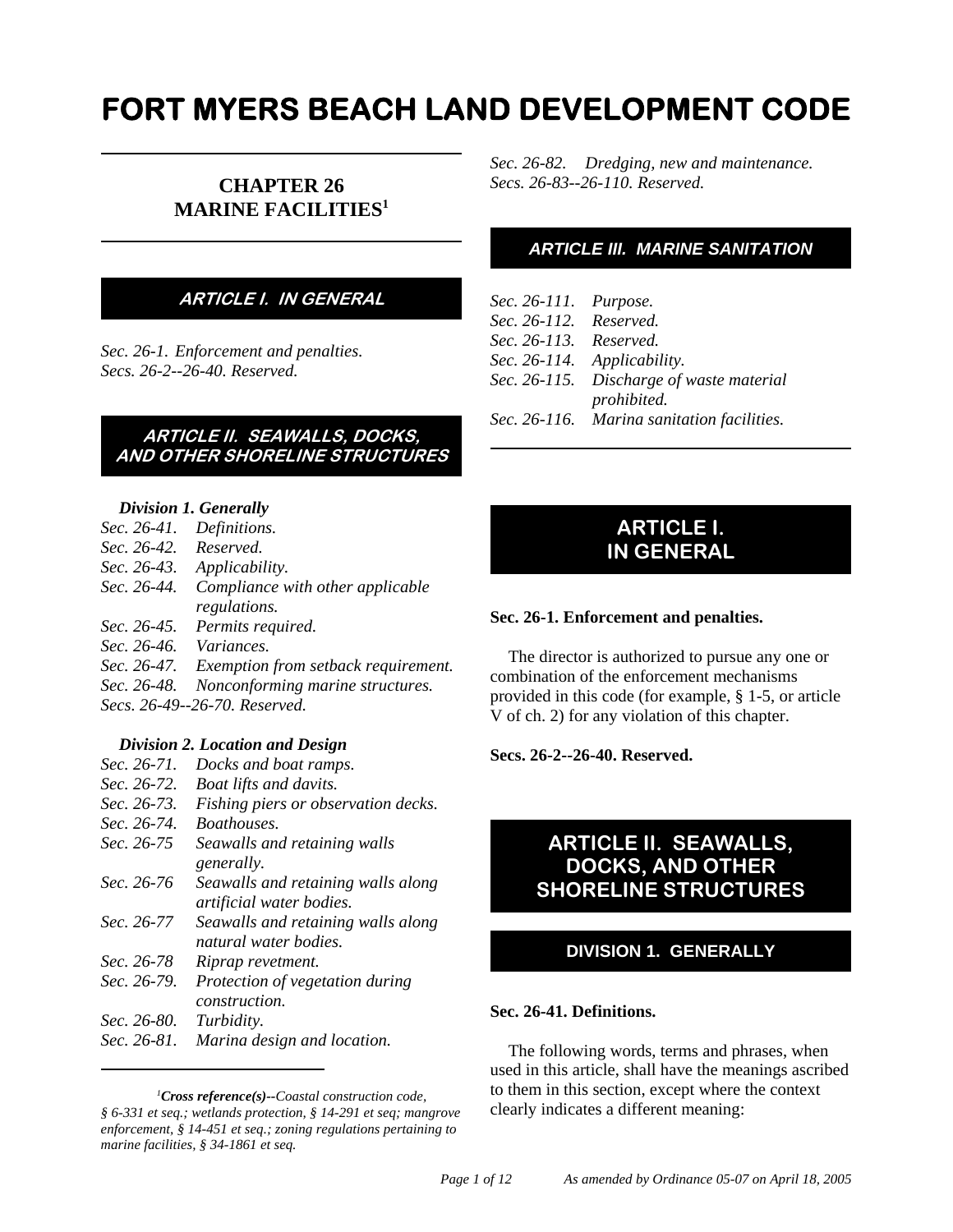# FORT MYERS BEACH LAND DEVELOPMENT CODE

## CHAPTER 26 MARINE FACILITIES[1]

### ARTICLE I. IN GENERAL

*Sec. 26-1. Enforcement and penalties.*
*Secs. 26-2--26-40. Reserved.*

### ARTICLE II. SEAWALLS, DOCKS, AND OTHER SHORELINE STRUCTURES

***Division 1. Generally***

*Sec. 26-41. Definitions.*
*Sec. 26-42. Reserved.*
*Sec. 26-43. Applicability.*
*Sec. 26-44. Compliance with other applicable regulations.*
*Sec. 26-45. Permits required.*
*Sec. 26-46. Variances.*
*Sec. 26-47. Exemption from setback requirement.*
*Sec. 26-48. Nonconforming marine structures.*
*Secs. 26-49--26-70. Reserved.*

***Division 2. Location and Design***

*Sec. 26-71. Docks and boat ramps.*
*Sec. 26-72. Boat lifts and davits.*
*Sec. 26-73. Fishing piers or observation decks.*
*Sec. 26-74. Boathouses.*
*Sec. 26-75 Seawalls and retaining walls generally.*
*Sec. 26-76 Seawalls and retaining walls along artificial water bodies.*
*Sec. 26-77 Seawalls and retaining walls along natural water bodies.*
*Sec. 26-78 Riprap revetment.*
*Sec. 26-79. Protection of vegetation during construction.*
*Sec. 26-80. Turbidity.*
*Sec. 26-81. Marina design and location.*
*Sec. 26-82. Dredging, new and maintenance.*
*Secs. 26-83--26-110. Reserved.*

### ARTICLE III. MARINE SANITATION

*Sec. 26-111. Purpose.*
*Sec. 26-112. Reserved.*
*Sec. 26-113. Reserved.*
*Sec. 26-114. Applicability.*
*Sec. 26-115. Discharge of waste material prohibited.*
*Sec. 26-116. Marina sanitation facilities.*

[1]***Cross reference(s)--****Coastal construction code, § 6-331 et seq.; wetlands protection, § 14-291 et seq; mangrove enforcement, § 14-451 et seq.; zoning regulations pertaining to marine facilities, § 34-1861 et seq.*

## ARTICLE I. IN GENERAL

**Sec. 26-1. Enforcement and penalties.**

The director is authorized to pursue any one or combination of the enforcement mechanisms provided in this code (for example, § 1-5, or article V of ch. 2) for any violation of this chapter.

**Secs. 26-2--26-40. Reserved.**

## ARTICLE II. SEAWALLS, DOCKS, AND OTHER SHORELINE STRUCTURES

### DIVISION 1. GENERALLY

**Sec. 26-41. Definitions.**

The following words, terms and phrases, when used in this article, shall have the meanings ascribed to them in this section, except where the context clearly indicates a different meaning: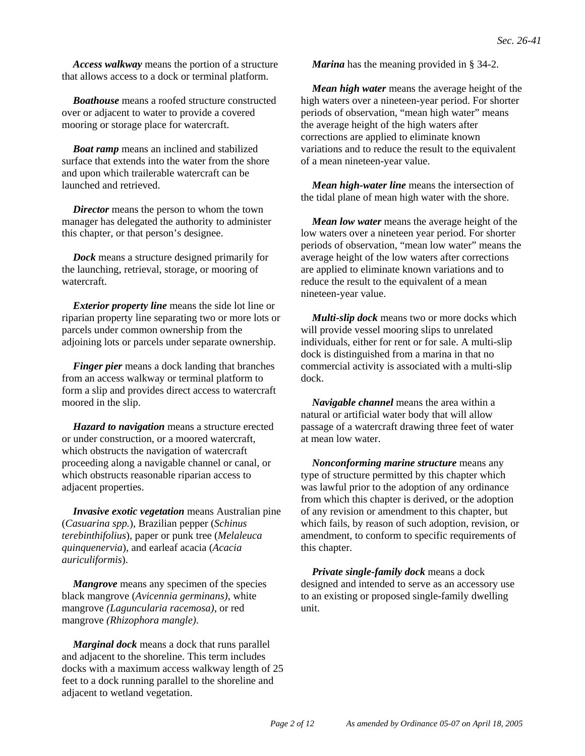***Access walkway*** means the portion of a structure that allows access to a dock or terminal platform.

***Boathouse*** means a roofed structure constructed over or adjacent to water to provide a covered mooring or storage place for watercraft.

***Boat ramp*** means an inclined and stabilized surface that extends into the water from the shore and upon which trailerable watercraft can be launched and retrieved.

***Director*** means the person to whom the town manager has delegated the authority to administer this chapter, or that person's designee.

***Dock*** means a structure designed primarily for the launching, retrieval, storage, or mooring of watercraft.

***Exterior property line*** means the side lot line or riparian property line separating two or more lots or parcels under common ownership from the adjoining lots or parcels under separate ownership.

***Finger pier*** means a dock landing that branches from an access walkway or terminal platform to form a slip and provides direct access to watercraft moored in the slip.

***Hazard to navigation*** means a structure erected or under construction, or a moored watercraft, which obstructs the navigation of watercraft proceeding along a navigable channel or canal, or which obstructs reasonable riparian access to adjacent properties.

***Invasive exotic vegetation*** means Australian pine (*Casuarina spp.*), Brazilian pepper (*Schinus terebinthifolius*), paper or punk tree (*Melaleuca quinquenervia*), and earleaf acacia (*Acacia auriculiformis*).

***Mangrove*** means any specimen of the species black mangrove (*Avicennia germinans)*, white mangrove *(Laguncularia racemosa)*, or red mangrove *(Rhizophora mangle)*.

***Marginal dock*** means a dock that runs parallel and adjacent to the shoreline. This term includes docks with a maximum access walkway length of 25 feet to a dock running parallel to the shoreline and adjacent to wetland vegetation.

***Marina*** has the meaning provided in § 34-2.

***Mean high water*** means the average height of the high waters over a nineteen-year period. For shorter periods of observation, "mean high water" means the average height of the high waters after corrections are applied to eliminate known variations and to reduce the result to the equivalent of a mean nineteen-year value.

***Mean high-water line*** means the intersection of the tidal plane of mean high water with the shore.

***Mean low water*** means the average height of the low waters over a nineteen year period. For shorter periods of observation, "mean low water" means the average height of the low waters after corrections are applied to eliminate known variations and to reduce the result to the equivalent of a mean nineteen-year value.

***Multi-slip dock*** means two or more docks which will provide vessel mooring slips to unrelated individuals, either for rent or for sale. A multi-slip dock is distinguished from a marina in that no commercial activity is associated with a multi-slip dock.

***Navigable channel*** means the area within a natural or artificial water body that will allow passage of a watercraft drawing three feet of water at mean low water.

***Nonconforming marine structure*** means any type of structure permitted by this chapter which was lawful prior to the adoption of any ordinance from which this chapter is derived, or the adoption of any revision or amendment to this chapter, but which fails, by reason of such adoption, revision, or amendment, to conform to specific requirements of this chapter.

***Private single-family dock*** means a dock designed and intended to serve as an accessory use to an existing or proposed single-family dwelling unit.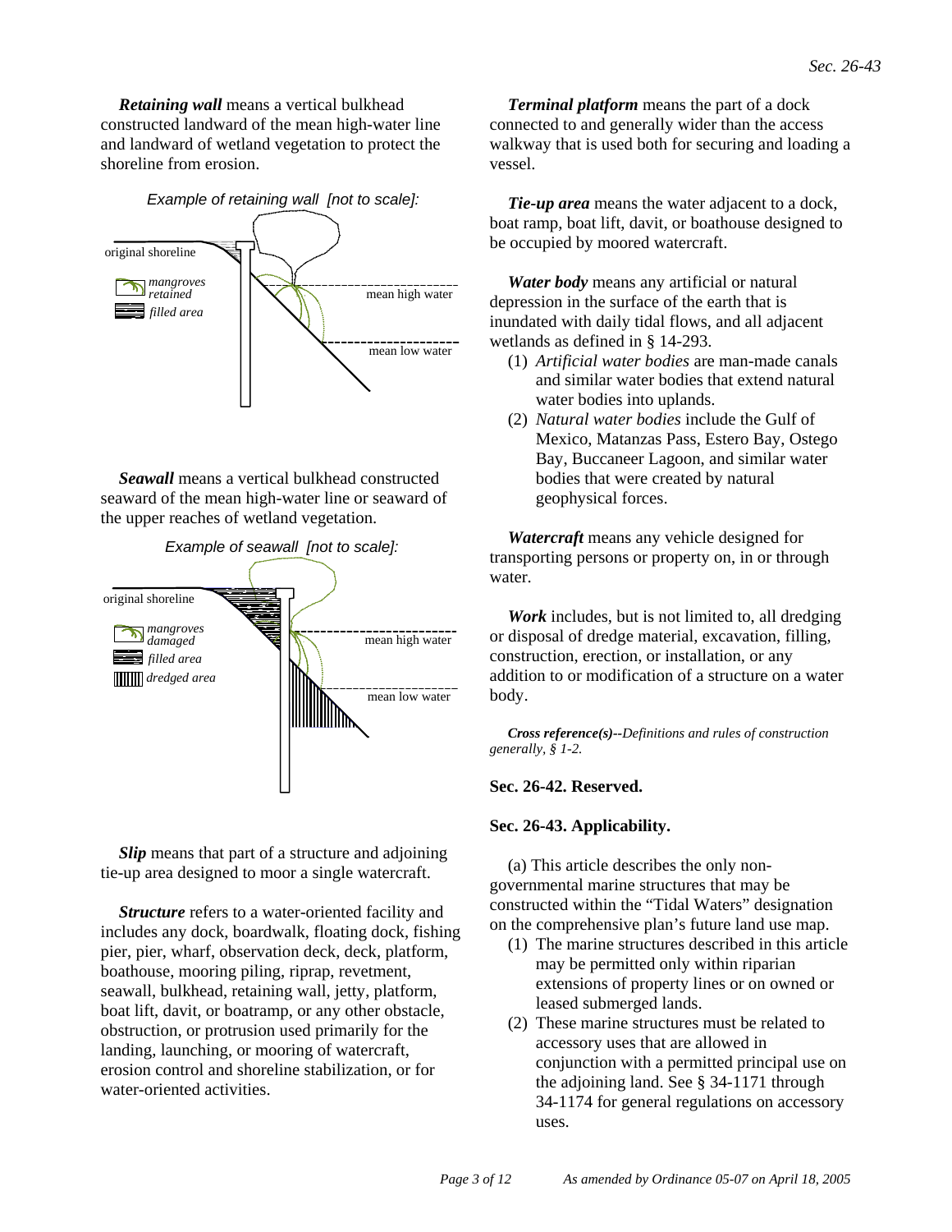***Retaining wall*** means a vertical bulkhead constructed landward of the mean high-water line and landward of wetland vegetation to protect the shoreline from erosion.

*Example of retaining wall [not to scale]:*

original shoreline

*mangroves retained*

*filled area*

mean high water

mean low water

***Seawall*** means a vertical bulkhead constructed seaward of the mean high-water line or seaward of the upper reaches of wetland vegetation.

*Example of seawall [not to scale]:*

original shoreline

*mangroves damaged*

*filled area*

*dredged area*

mean high water

mean low water

***Slip*** means that part of a structure and adjoining tie-up area designed to moor a single watercraft.

***Structure*** refers to a water-oriented facility and includes any dock, boardwalk, floating dock, fishing pier, pier, wharf, observation deck, deck, platform, boathouse, mooring piling, riprap, revetment, seawall, bulkhead, retaining wall, jetty, platform, boat lift, davit, or boatramp, or any other obstacle, obstruction, or protrusion used primarily for the landing, launching, or mooring of watercraft, erosion control and shoreline stabilization, or for water-oriented activities.

***Terminal platform*** means the part of a dock connected to and generally wider than the access walkway that is used both for securing and loading a vessel.

***Tie-up area*** means the water adjacent to a dock, boat ramp, boat lift, davit, or boathouse designed to be occupied by moored watercraft.

***Water body*** means any artificial or natural depression in the surface of the earth that is inundated with daily tidal flows, and all adjacent wetlands as defined in § 14-293.

(1) *Artificial water bodies* are man-made canals and similar water bodies that extend natural water bodies into uplands.
(2) *Natural water bodies* include the Gulf of Mexico, Matanzas Pass, Estero Bay, Ostego Bay, Buccaneer Lagoon, and similar water bodies that were created by natural geophysical forces.

***Watercraft*** means any vehicle designed for transporting persons or property on, in or through water.

***Work*** includes, but is not limited to, all dredging or disposal of dredge material, excavation, filling, construction, erection, or installation, or any addition to or modification of a structure on a water body.

***Cross reference(s)****--Definitions and rules of construction generally, § 1-2.*

**Sec. 26-42. Reserved.**

**Sec. 26-43. Applicability.**

(a) This article describes the only non-governmental marine structures that may be constructed within the "Tidal Waters" designation on the comprehensive plan's future land use map.

(1) The marine structures described in this article may be permitted only within riparian extensions of property lines or on owned or leased submerged lands.
(2) These marine structures must be related to accessory uses that are allowed in conjunction with a permitted principal use on the adjoining land. See § 34-1171 through 34-1174 for general regulations on accessory uses.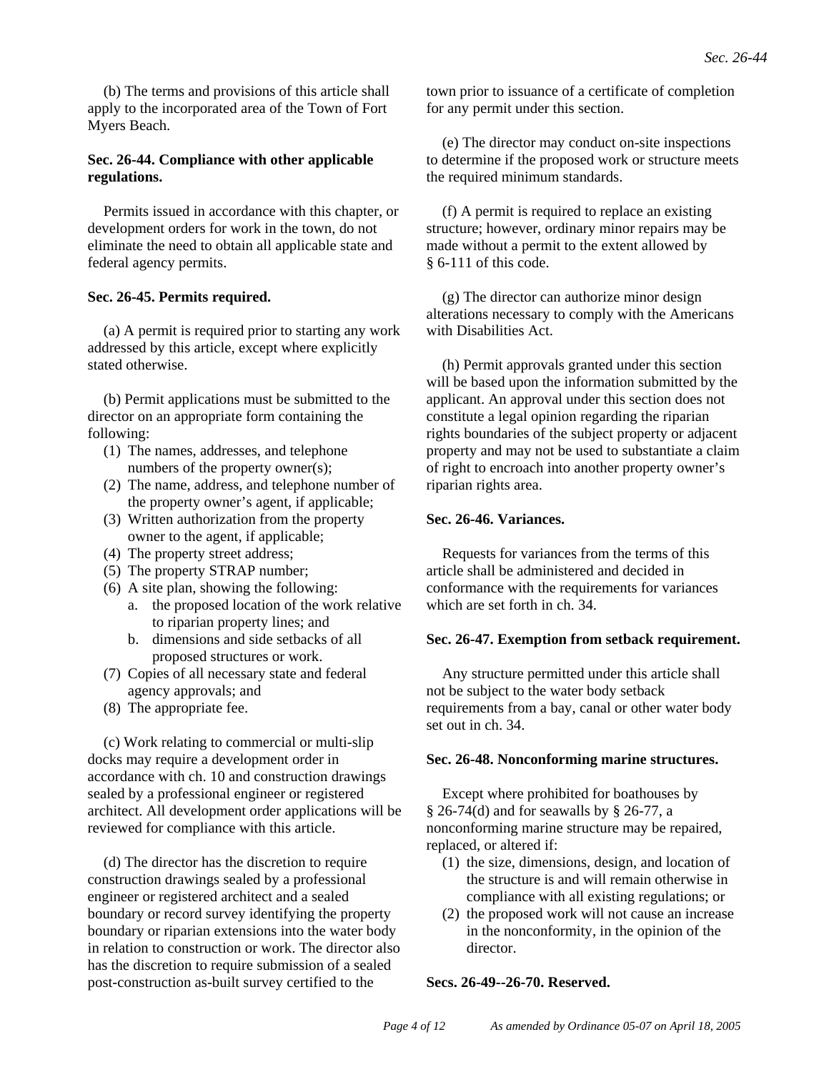(b) The terms and provisions of this article shall apply to the incorporated area of the Town of Fort Myers Beach.

**Sec. 26-44. Compliance with other applicable regulations.**

Permits issued in accordance with this chapter, or development orders for work in the town, do not eliminate the need to obtain all applicable state and federal agency permits.

**Sec. 26-45. Permits required.**

(a) A permit is required prior to starting any work addressed by this article, except where explicitly stated otherwise.

(b) Permit applications must be submitted to the director on an appropriate form containing the following:

(1) The names, addresses, and telephone numbers of the property owner(s);
(2) The name, address, and telephone number of the property owner's agent, if applicable;
(3) Written authorization from the property owner to the agent, if applicable;
(4) The property street address;
(5) The property STRAP number;
(6) A site plan, showing the following:
   a. the proposed location of the work relative to riparian property lines; and
   b. dimensions and side setbacks of all proposed structures or work.
(7) Copies of all necessary state and federal agency approvals; and
(8) The appropriate fee.

(c) Work relating to commercial or multi-slip docks may require a development order in accordance with ch. 10 and construction drawings sealed by a professional engineer or registered architect. All development order applications will be reviewed for compliance with this article.

(d) The director has the discretion to require construction drawings sealed by a professional engineer or registered architect and a sealed boundary or record survey identifying the property boundary or riparian extensions into the water body in relation to construction or work. The director also has the discretion to require submission of a sealed post-construction as-built survey certified to the town prior to issuance of a certificate of completion for any permit under this section.

(e) The director may conduct on-site inspections to determine if the proposed work or structure meets the required minimum standards.

(f) A permit is required to replace an existing structure; however, ordinary minor repairs may be made without a permit to the extent allowed by § 6-111 of this code.

(g) The director can authorize minor design alterations necessary to comply with the Americans with Disabilities Act.

(h) Permit approvals granted under this section will be based upon the information submitted by the applicant. An approval under this section does not constitute a legal opinion regarding the riparian rights boundaries of the subject property or adjacent property and may not be used to substantiate a claim of right to encroach into another property owner's riparian rights area.

**Sec. 26-46. Variances.**

Requests for variances from the terms of this article shall be administered and decided in conformance with the requirements for variances which are set forth in ch. 34.

**Sec. 26-47. Exemption from setback requirement.**

Any structure permitted under this article shall not be subject to the water body setback requirements from a bay, canal or other water body set out in ch. 34.

**Sec. 26-48. Nonconforming marine structures.**

Except where prohibited for boathouses by § 26-74(d) and for seawalls by § 26-77, a nonconforming marine structure may be repaired, replaced, or altered if:

(1) the size, dimensions, design, and location of the structure is and will remain otherwise in compliance with all existing regulations; or
(2) the proposed work will not cause an increase in the nonconformity, in the opinion of the director.

**Secs. 26-49--26-70. Reserved.**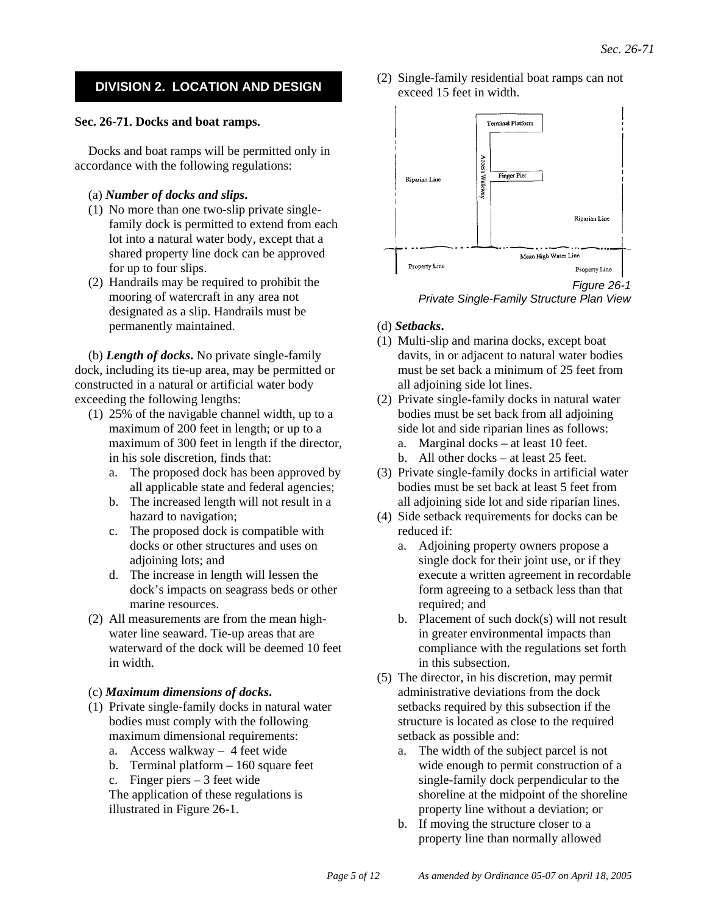## DIVISION 2. LOCATION AND DESIGN

**Sec. 26-71. Docks and boat ramps.**

Docks and boat ramps will be permitted only in accordance with the following regulations:

(a) ***Number of docks and slips.***

1. No more than one two-slip private single-family dock is permitted to extend from each lot into a natural water body, except that a shared property line dock can be approved for up to four slips.
2. Handrails may be required to prohibit the mooring of watercraft in any area not designated as a slip. Handrails must be permanently maintained.

(b) ***Length of docks.*** No private single-family dock, including its tie-up area, may be permitted or constructed in a natural or artificial water body exceeding the following lengths:

1. 25% of the navigable channel width, up to a maximum of 200 feet in length; or up to a maximum of 300 feet in length if the director, in his sole discretion, finds that:
   a. The proposed dock has been approved by all applicable state and federal agencies;
   b. The increased length will not result in a hazard to navigation;
   c. The proposed dock is compatible with docks or other structures and uses on adjoining lots; and
   d. The increase in length will lessen the dock's impacts on seagrass beds or other marine resources.
2. All measurements are from the mean high-water line seaward. Tie-up areas that are waterward of the dock will be deemed 10 feet in width.

(c) ***Maximum dimensions of docks.***

1. Private single-family docks in natural water bodies must comply with the following maximum dimensional requirements:
   a. Access walkway – 4 feet wide
   b. Terminal platform – 160 square feet
   c. Finger piers – 3 feet wide

   The application of these regulations is illustrated in Figure 26-1.
2. Single-family residential boat ramps can not exceed 15 feet in width.

Terminal Platform

Access Walkway

Finger Pier

Riparian Line

Riparian Line

Mean High Water Line

Property Line

Property Line

*Figure 26-1*
*Private Single-Family Structure Plan View*

(d) ***Setbacks.***

1. Multi-slip and marina docks, except boat davits, in or adjacent to natural water bodies must be set back a minimum of 25 feet from all adjoining side lot lines.
2. Private single-family docks in natural water bodies must be set back from all adjoining side lot and side riparian lines as follows:
   a. Marginal docks – at least 10 feet.
   b. All other docks – at least 25 feet.
3. Private single-family docks in artificial water bodies must be set back at least 5 feet from all adjoining side lot and side riparian lines.
4. Side setback requirements for docks can be reduced if:
   a. Adjoining property owners propose a single dock for their joint use, or if they execute a written agreement in recordable form agreeing to a setback less than that required; and
   b. Placement of such dock(s) will not result in greater environmental impacts than compliance with the regulations set forth in this subsection.
5. The director, in his discretion, may permit administrative deviations from the dock setbacks required by this subsection if the structure is located as close to the required setback as possible and:
   a. The width of the subject parcel is not wide enough to permit construction of a single-family dock perpendicular to the shoreline at the midpoint of the shoreline property line without a deviation; or
   b. If moving the structure closer to a property line than normally allowed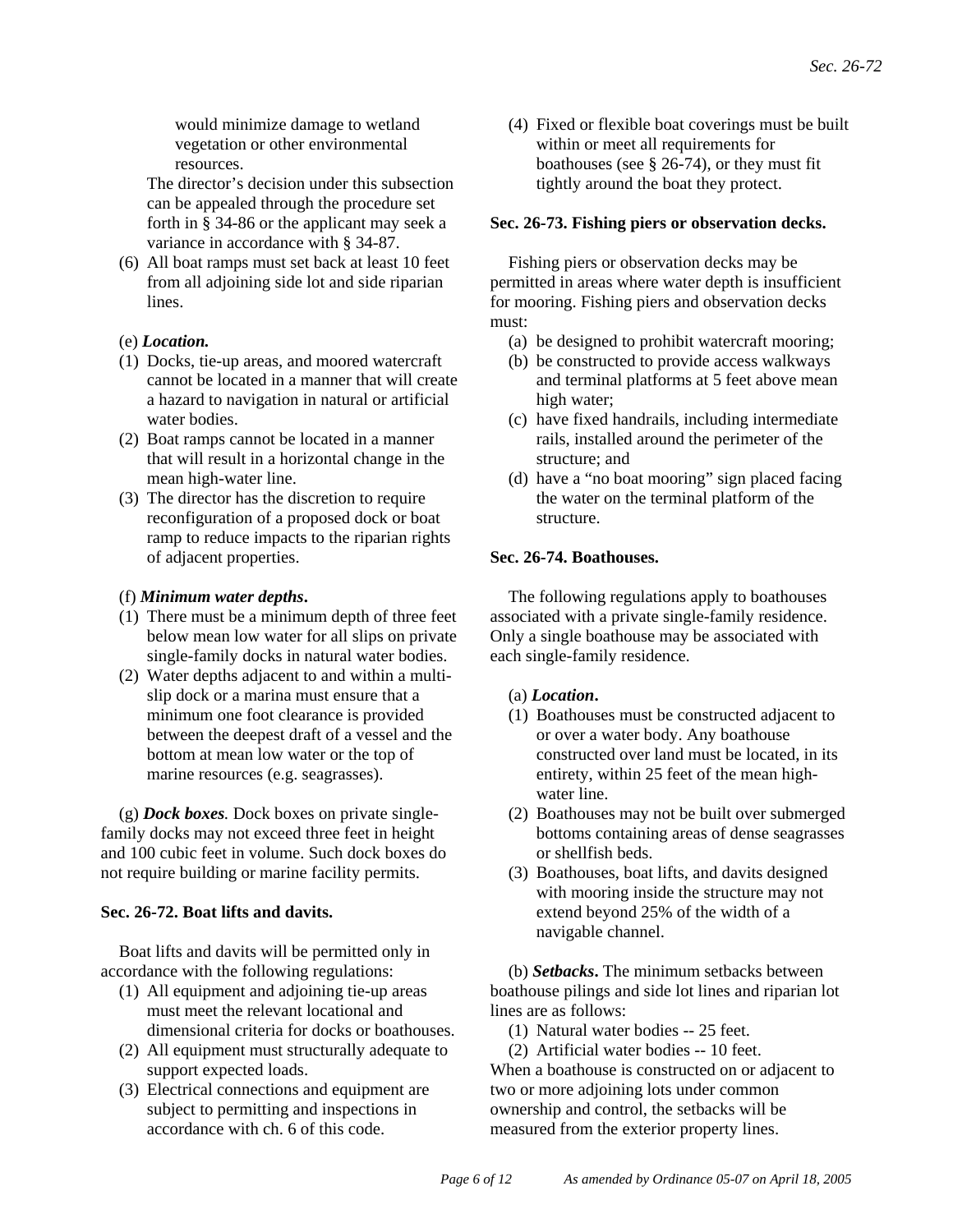would minimize damage to wetland vegetation or other environmental resources.

The director's decision under this subsection can be appealed through the procedure set forth in § 34-86 or the applicant may seek a variance in accordance with § 34-87.

(6) All boat ramps must set back at least 10 feet from all adjoining side lot and side riparian lines.

(e) ***Location.***

(1) Docks, tie-up areas, and moored watercraft cannot be located in a manner that will create a hazard to navigation in natural or artificial water bodies.
(2) Boat ramps cannot be located in a manner that will result in a horizontal change in the mean high-water line.
(3) The director has the discretion to require reconfiguration of a proposed dock or boat ramp to reduce impacts to the riparian rights of adjacent properties.

(f) ***Minimum water depths*.**

(1) There must be a minimum depth of three feet below mean low water for all slips on private single-family docks in natural water bodies.
(2) Water depths adjacent to and within a multi-slip dock or a marina must ensure that a minimum one foot clearance is provided between the deepest draft of a vessel and the bottom at mean low water or the top of marine resources (e.g. seagrasses).

(g) ***Dock boxes.*** Dock boxes on private single-family docks may not exceed three feet in height and 100 cubic feet in volume. Such dock boxes do not require building or marine facility permits.

**Sec. 26-72. Boat lifts and davits.**

Boat lifts and davits will be permitted only in accordance with the following regulations:

(1) All equipment and adjoining tie-up areas must meet the relevant locational and dimensional criteria for docks or boathouses.
(2) All equipment must structurally adequate to support expected loads.
(3) Electrical connections and equipment are subject to permitting and inspections in accordance with ch. 6 of this code.
(4) Fixed or flexible boat coverings must be built within or meet all requirements for boathouses (see § 26-74), or they must fit tightly around the boat they protect.

**Sec. 26-73. Fishing piers or observation decks.**

Fishing piers or observation decks may be permitted in areas where water depth is insufficient for mooring. Fishing piers and observation decks must:

(a) be designed to prohibit watercraft mooring;
(b) be constructed to provide access walkways and terminal platforms at 5 feet above mean high water;
(c) have fixed handrails, including intermediate rails, installed around the perimeter of the structure; and
(d) have a "no boat mooring" sign placed facing the water on the terminal platform of the structure.

**Sec. 26-74. Boathouses.**

The following regulations apply to boathouses associated with a private single-family residence. Only a single boathouse may be associated with each single-family residence.

(a) ***Location*.**

(1) Boathouses must be constructed adjacent to or over a water body. Any boathouse constructed over land must be located, in its entirety, within 25 feet of the mean high-water line.
(2) Boathouses may not be built over submerged bottoms containing areas of dense seagrasses or shellfish beds.
(3) Boathouses, boat lifts, and davits designed with mooring inside the structure may not extend beyond 25% of the width of a navigable channel.

(b) ***Setbacks*.** The minimum setbacks between boathouse pilings and side lot lines and riparian lot lines are as follows:

(1) Natural water bodies -- 25 feet.
(2) Artificial water bodies -- 10 feet.

When a boathouse is constructed on or adjacent to two or more adjoining lots under common ownership and control, the setbacks will be measured from the exterior property lines.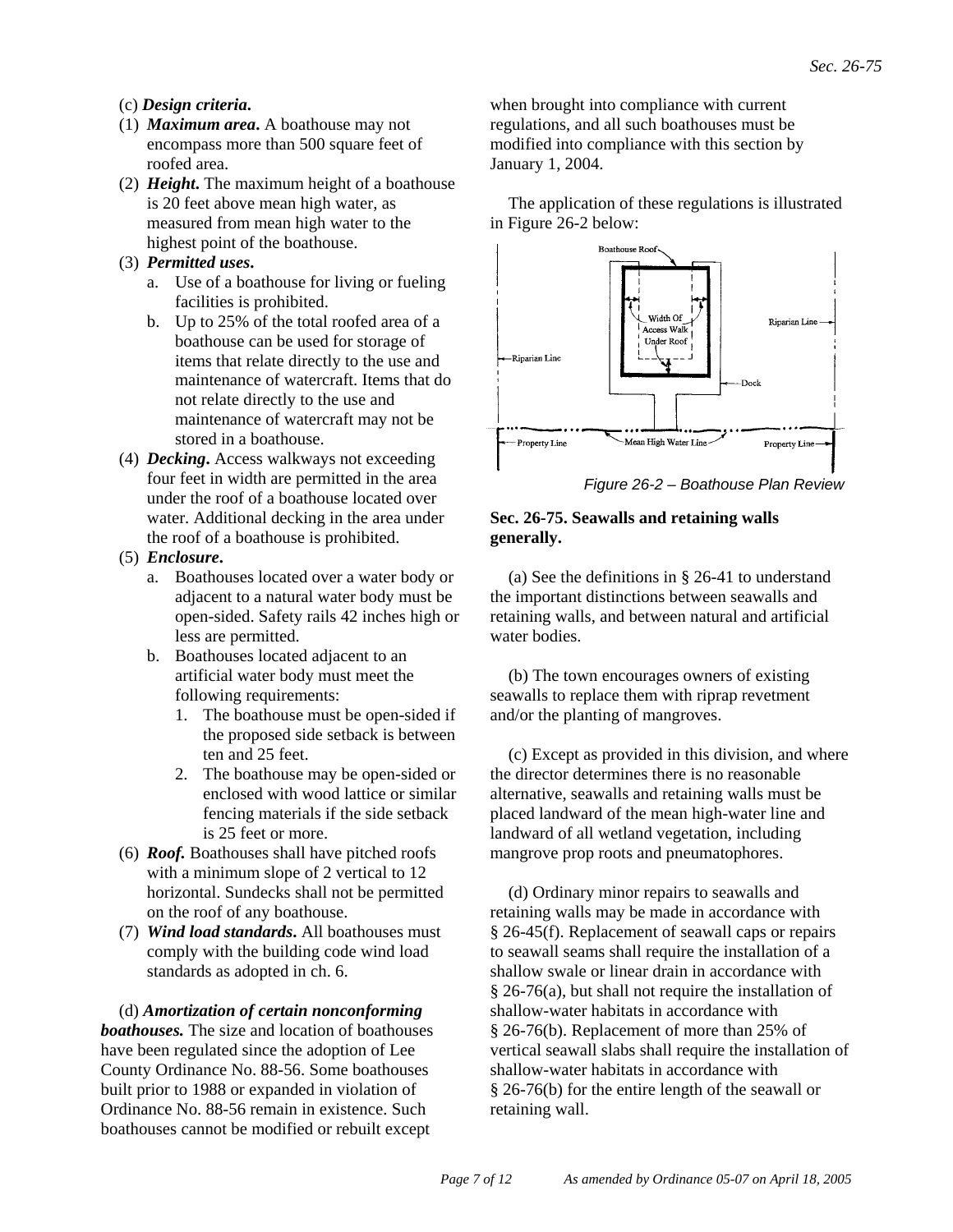(c) ***Design criteria.***

(1) ***Maximum area.*** A boathouse may not encompass more than 500 square feet of roofed area.

(2) ***Height.*** The maximum height of a boathouse is 20 feet above mean high water, as measured from mean high water to the highest point of the boathouse.

(3) ***Permitted uses.***

   a. Use of a boathouse for living or fueling facilities is prohibited.

   b. Up to 25% of the total roofed area of a boathouse can be used for storage of items that relate directly to the use and maintenance of watercraft. Items that do not relate directly to the use and maintenance of watercraft may not be stored in a boathouse.

(4) ***Decking.*** Access walkways not exceeding four feet in width are permitted in the area under the roof of a boathouse located over water. Additional decking in the area under the roof of a boathouse is prohibited.

(5) ***Enclosure.***

   a. Boathouses located over a water body or adjacent to a natural water body must be open-sided. Safety rails 42 inches high or less are permitted.

   b. Boathouses located adjacent to an artificial water body must meet the following requirements:

      1. The boathouse must be open-sided if the proposed side setback is between ten and 25 feet.

      2. The boathouse may be open-sided or enclosed with wood lattice or similar fencing materials if the side setback is 25 feet or more.

(6) ***Roof.*** Boathouses shall have pitched roofs with a minimum slope of 2 vertical to 12 horizontal. Sundecks shall not be permitted on the roof of any boathouse.

(7) ***Wind load standards.*** All boathouses must comply with the building code wind load standards as adopted in ch. 6.

(d) ***Amortization of certain nonconforming boathouses.*** The size and location of boathouses have been regulated since the adoption of Lee County Ordinance No. 88-56. Some boathouses built prior to 1988 or expanded in violation of Ordinance No. 88-56 remain in existence. Such boathouses cannot be modified or rebuilt except when brought into compliance with current regulations, and all such boathouses must be modified into compliance with this section by January 1, 2004.

The application of these regulations is illustrated in Figure 26-2 below:

*Figure 26-2 – Boathouse Plan Review*

### Sec. 26-75. Seawalls and retaining walls generally.

(a) See the definitions in § 26-41 to understand the important distinctions between seawalls and retaining walls, and between natural and artificial water bodies.

(b) The town encourages owners of existing seawalls to replace them with riprap revetment and/or the planting of mangroves.

(c) Except as provided in this division, and where the director determines there is no reasonable alternative, seawalls and retaining walls must be placed landward of the mean high-water line and landward of all wetland vegetation, including mangrove prop roots and pneumatophores.

(d) Ordinary minor repairs to seawalls and retaining walls may be made in accordance with § 26-45(f). Replacement of seawall caps or repairs to seawall seams shall require the installation of a shallow swale or linear drain in accordance with § 26-76(a), but shall not require the installation of shallow-water habitats in accordance with § 26-76(b). Replacement of more than 25% of vertical seawall slabs shall require the installation of shallow-water habitats in accordance with § 26-76(b) for the entire length of the seawall or retaining wall.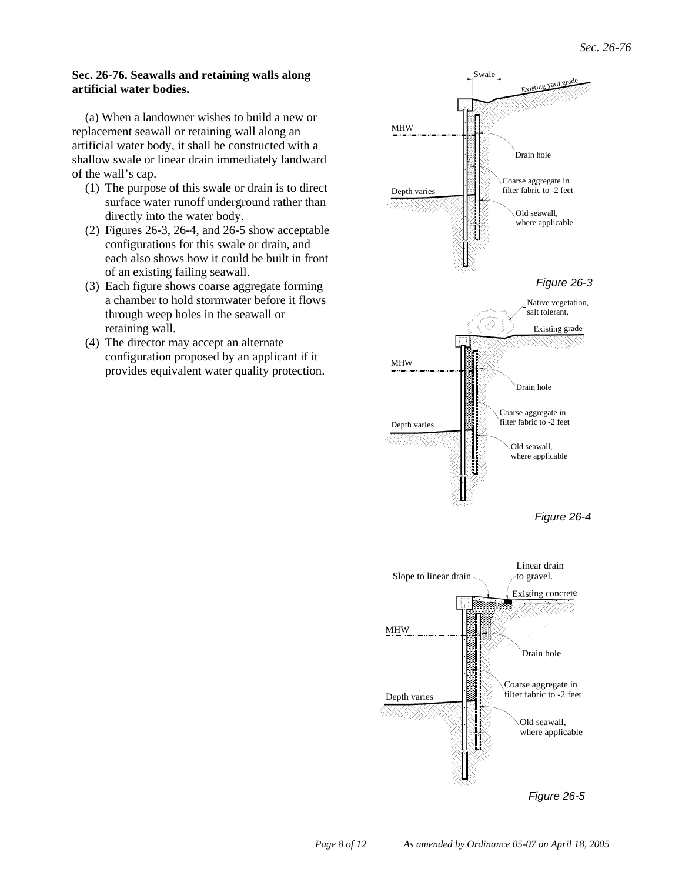**Sec. 26-76. Seawalls and retaining walls along artificial water bodies.**

(a) When a landowner wishes to build a new or replacement seawall or retaining wall along an artificial water body, it shall be constructed with a shallow swale or linear drain immediately landward of the wall's cap.

1. The purpose of this swale or drain is to direct surface water runoff underground rather than directly into the water body.
2. Figures 26-3, 26-4, and 26-5 show acceptable configurations for this swale or drain, and each also shows how it could be built in front of an existing failing seawall.
3. Each figure shows coarse aggregate forming a chamber to hold stormwater before it flows through weep holes in the seawall or retaining wall.
4. The director may accept an alternate configuration proposed by an applicant if it provides equivalent water quality protection.

*Figure 26-3*

*Figure 26-4*

*Figure 26-5*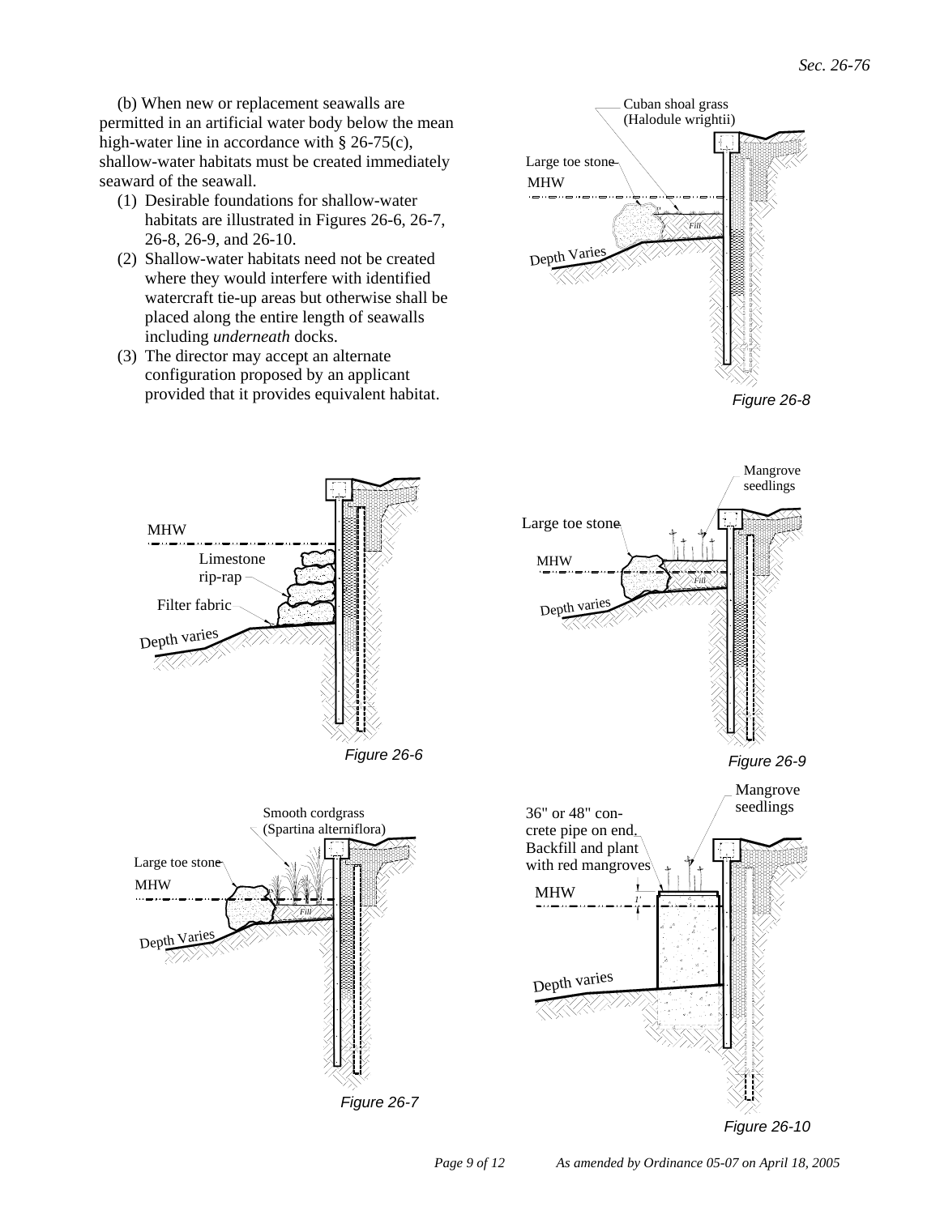(b) When new or replacement seawalls are permitted in an artificial water body below the mean high-water line in accordance with § 26-75(c), shallow-water habitats must be created immediately seaward of the seawall.

1. Desirable foundations for shallow-water habitats are illustrated in Figures 26-6, 26-7, 26-8, 26-9, and 26-10.
2. Shallow-water habitats need not be created where they would interfere with identified watercraft tie-up areas but otherwise shall be placed along the entire length of seawalls including *underneath* docks.
3. The director may accept an alternate configuration proposed by an applicant provided that it provides equivalent habitat.

Cuban shoal grass (Halodule wrightii)
Large toe stone
MHW
Fill
Depth Varies

*Figure 26-8*

MHW
Limestone rip-rap
Filter fabric
Depth varies

*Figure 26-6*

Mangrove seedlings
Large toe stone
MHW
Fill
Depth varies

*Figure 26-9*

Smooth cordgrass (Spartina alterniflora)
Large toe stone
MHW
Fill
Depth Varies

*Figure 26-7*

Mangrove seedlings
36" or 48" concrete pipe on end. Backfill and plant with red mangroves
MHW
1'
Depth varies

*Figure 26-10*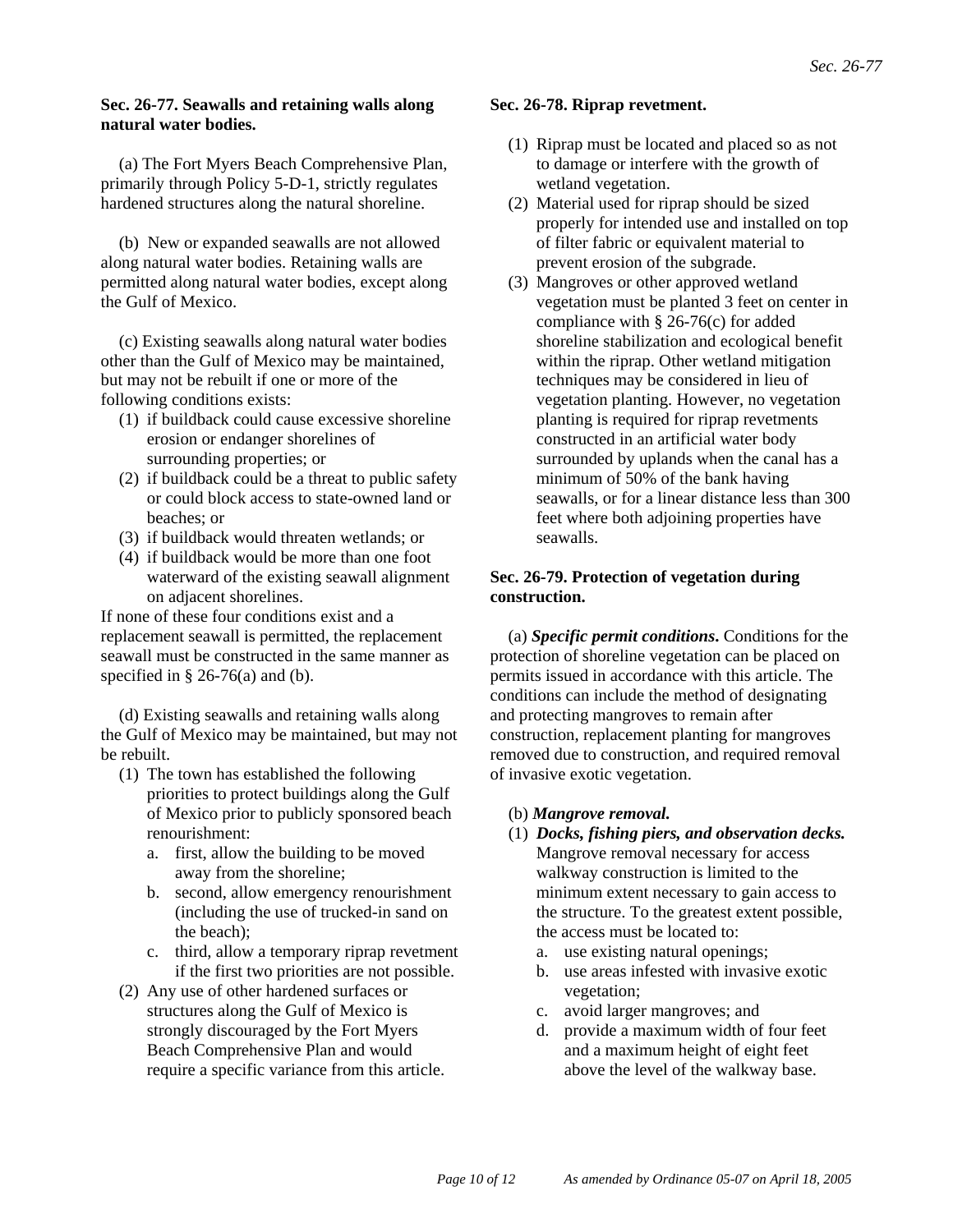**Sec. 26-77. Seawalls and retaining walls along natural water bodies.**

(a) The Fort Myers Beach Comprehensive Plan, primarily through Policy 5-D-1, strictly regulates hardened structures along the natural shoreline.

(b) New or expanded seawalls are not allowed along natural water bodies. Retaining walls are permitted along natural water bodies, except along the Gulf of Mexico.

(c) Existing seawalls along natural water bodies other than the Gulf of Mexico may be maintained, but may not be rebuilt if one or more of the following conditions exists:

1. if buildback could cause excessive shoreline erosion or endanger shorelines of surrounding properties; or
2. if buildback could be a threat to public safety or could block access to state-owned land or beaches; or
3. if buildback would threaten wetlands; or
4. if buildback would be more than one foot waterward of the existing seawall alignment on adjacent shorelines.

If none of these four conditions exist and a replacement seawall is permitted, the replacement seawall must be constructed in the same manner as specified in § 26-76(a) and (b).

(d) Existing seawalls and retaining walls along the Gulf of Mexico may be maintained, but may not be rebuilt.

1. The town has established the following priorities to protect buildings along the Gulf of Mexico prior to publicly sponsored beach renourishment:
   a. first, allow the building to be moved away from the shoreline;
   b. second, allow emergency renourishment (including the use of trucked-in sand on the beach);
   c. third, allow a temporary riprap revetment if the first two priorities are not possible.
2. Any use of other hardened surfaces or structures along the Gulf of Mexico is strongly discouraged by the Fort Myers Beach Comprehensive Plan and would require a specific variance from this article.

**Sec. 26-78. Riprap revetment.**

1. Riprap must be located and placed so as not to damage or interfere with the growth of wetland vegetation.
2. Material used for riprap should be sized properly for intended use and installed on top of filter fabric or equivalent material to prevent erosion of the subgrade.
3. Mangroves or other approved wetland vegetation must be planted 3 feet on center in compliance with § 26-76(c) for added shoreline stabilization and ecological benefit within the riprap. Other wetland mitigation techniques may be considered in lieu of vegetation planting. However, no vegetation planting is required for riprap revetments constructed in an artificial water body surrounded by uplands when the canal has a minimum of 50% of the bank having seawalls, or for a linear distance less than 300 feet where both adjoining properties have seawalls.

**Sec. 26-79. Protection of vegetation during construction.**

(a) ***Specific permit conditions*.** Conditions for the protection of shoreline vegetation can be placed on permits issued in accordance with this article. The conditions can include the method of designating and protecting mangroves to remain after construction, replacement planting for mangroves removed due to construction, and required removal of invasive exotic vegetation.

(b) ***Mangrove removal.***

1. ***Docks, fishing piers, and observation decks.*** Mangrove removal necessary for access walkway construction is limited to the minimum extent necessary to gain access to the structure. To the greatest extent possible, the access must be located to:
   a. use existing natural openings;
   b. use areas infested with invasive exotic vegetation;
   c. avoid larger mangroves; and
   d. provide a maximum width of four feet and a maximum height of eight feet above the level of the walkway base.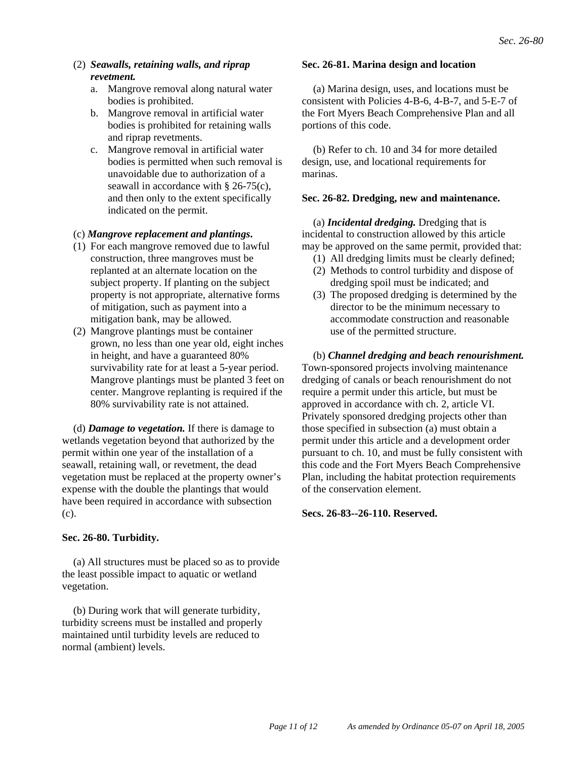(2) ***Seawalls, retaining walls, and riprap revetment.***

a. Mangrove removal along natural water bodies is prohibited.

b. Mangrove removal in artificial water bodies is prohibited for retaining walls and riprap revetments.

c. Mangrove removal in artificial water bodies is permitted when such removal is unavoidable due to authorization of a seawall in accordance with § 26-75(c), and then only to the extent specifically indicated on the permit.

(c) ***Mangrove replacement and plantings.***

(1) For each mangrove removed due to lawful construction, three mangroves must be replanted at an alternate location on the subject property. If planting on the subject property is not appropriate, alternative forms of mitigation, such as payment into a mitigation bank, may be allowed.

(2) Mangrove plantings must be container grown, no less than one year old, eight inches in height, and have a guaranteed 80% survivability rate for at least a 5-year period. Mangrove plantings must be planted 3 feet on center. Mangrove replanting is required if the 80% survivability rate is not attained.

(d) ***Damage to vegetation.*** If there is damage to wetlands vegetation beyond that authorized by the permit within one year of the installation of a seawall, retaining wall, or revetment, the dead vegetation must be replaced at the property owner's expense with the double the plantings that would have been required in accordance with subsection (c).

**Sec. 26-80. Turbidity.**

(a) All structures must be placed so as to provide the least possible impact to aquatic or wetland vegetation.

(b) During work that will generate turbidity, turbidity screens must be installed and properly maintained until turbidity levels are reduced to normal (ambient) levels.

**Sec. 26-81. Marina design and location**

(a) Marina design, uses, and locations must be consistent with Policies 4-B-6, 4-B-7, and 5-E-7 of the Fort Myers Beach Comprehensive Plan and all portions of this code.

(b) Refer to ch. 10 and 34 for more detailed design, use, and locational requirements for marinas.

**Sec. 26-82. Dredging, new and maintenance.**

(a) ***Incidental dredging.*** Dredging that is incidental to construction allowed by this article may be approved on the same permit, provided that:

(1) All dredging limits must be clearly defined;

(2) Methods to control turbidity and dispose of dredging spoil must be indicated; and

(3) The proposed dredging is determined by the director to be the minimum necessary to accommodate construction and reasonable use of the permitted structure.

(b) ***Channel dredging and beach renourishment.*** Town-sponsored projects involving maintenance dredging of canals or beach renourishment do not require a permit under this article, but must be approved in accordance with ch. 2, article VI. Privately sponsored dredging projects other than those specified in subsection (a) must obtain a permit under this article and a development order pursuant to ch. 10, and must be fully consistent with this code and the Fort Myers Beach Comprehensive Plan, including the habitat protection requirements of the conservation element.

**Secs. 26-83--26-110. Reserved.**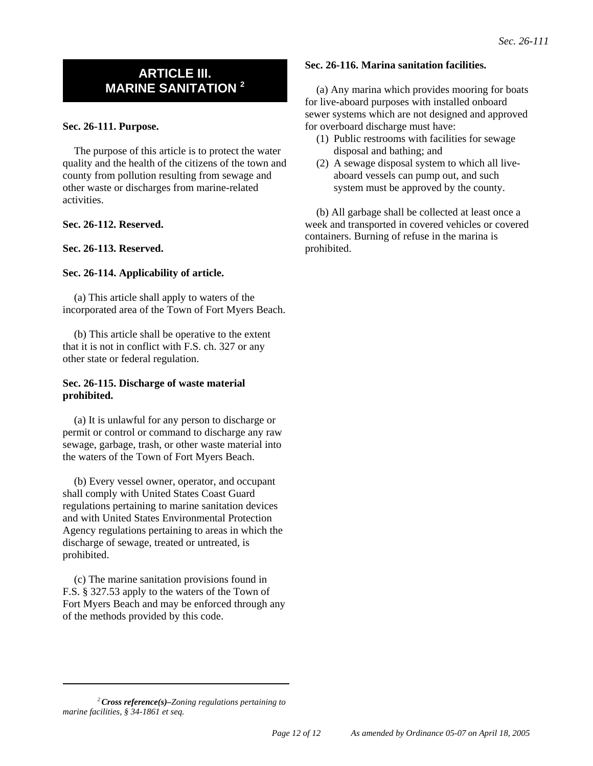## ARTICLE III. MARINE SANITATION [2]

**Sec. 26-111. Purpose.**

The purpose of this article is to protect the water quality and the health of the citizens of the town and county from pollution resulting from sewage and other waste or discharges from marine-related activities.

**Sec. 26-112. Reserved.**

**Sec. 26-113. Reserved.**

**Sec. 26-114. Applicability of article.**

(a) This article shall apply to waters of the incorporated area of the Town of Fort Myers Beach.

(b) This article shall be operative to the extent that it is not in conflict with F.S. ch. 327 or any other state or federal regulation.

**Sec. 26-115. Discharge of waste material prohibited.**

(a) It is unlawful for any person to discharge or permit or control or command to discharge any raw sewage, garbage, trash, or other waste material into the waters of the Town of Fort Myers Beach.

(b) Every vessel owner, operator, and occupant shall comply with United States Coast Guard regulations pertaining to marine sanitation devices and with United States Environmental Protection Agency regulations pertaining to areas in which the discharge of sewage, treated or untreated, is prohibited.

(c) The marine sanitation provisions found in F.S. § 327.53 apply to the waters of the Town of Fort Myers Beach and may be enforced through any of the methods provided by this code.

**Sec. 26-116. Marina sanitation facilities.**

(a) Any marina which provides mooring for boats for live-aboard purposes with installed onboard sewer systems which are not designed and approved for overboard discharge must have:

(1) Public restrooms with facilities for sewage disposal and bathing; and
(2) A sewage disposal system to which all live-aboard vessels can pump out, and such system must be approved by the county.

(b) All garbage shall be collected at least once a week and transported in covered vehicles or covered containers. Burning of refuse in the marina is prohibited.

---

[2] ***Cross reference(s)**–Zoning regulations pertaining to marine facilities, § 34-1861 et seq.*